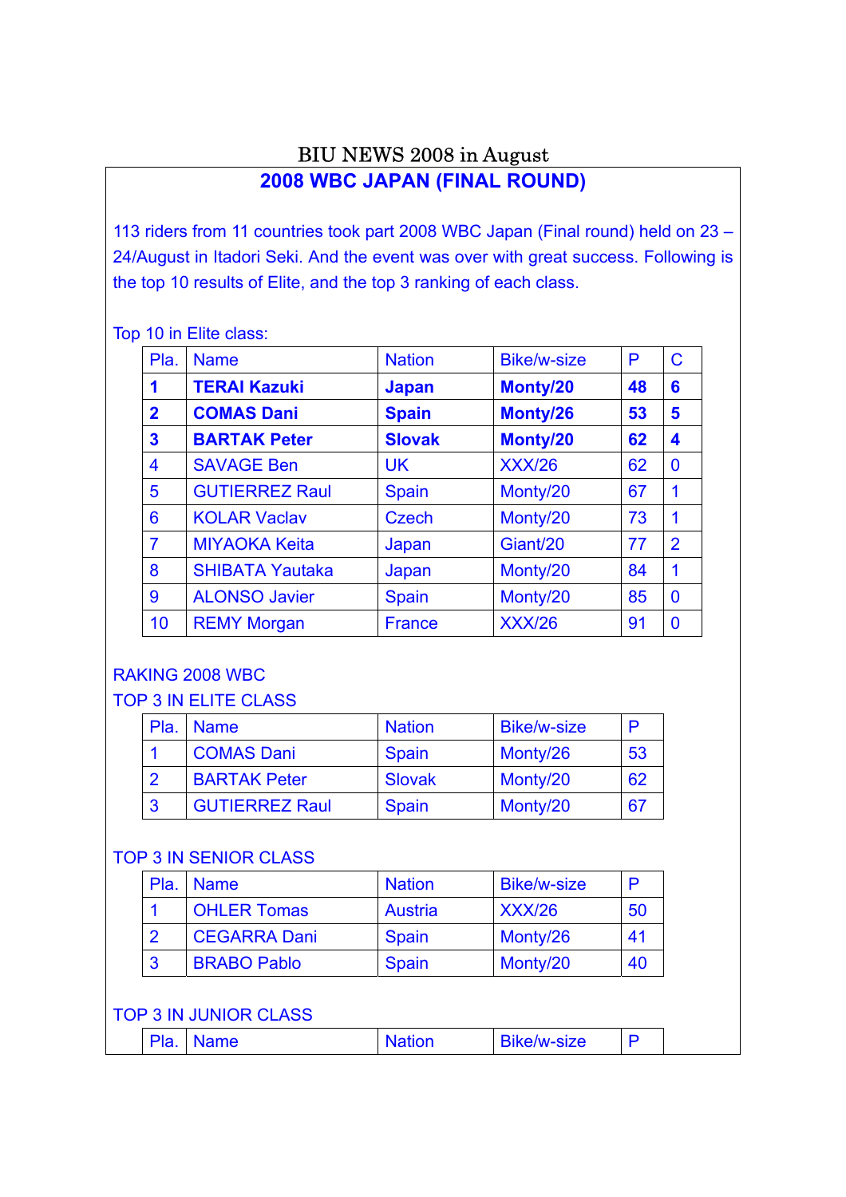BIU NEWS 2008 in August

# 2008 WBC JAPAN (FINAL ROUND)

113 riders from 11 countries took part 2008 WBC Japan (Final round) held on 23 – 24/August in Itadori Seki. And the event was over with great success. Following is the top 10 results of Elite, and the top 3 ranking of each class.

Top 10 in Elite class:

| Pla. | Name | Nation | Bike/w-size | P | C |
|---|---|---|---|---|---|
| **1** | **TERAI Kazuki** | **Japan** | **Monty/20** | **48** | **6** |
| **2** | **COMAS Dani** | **Spain** | **Monty/26** | **53** | **5** |
| **3** | **BARTAK Peter** | **Slovak** | **Monty/20** | **62** | **4** |
| 4 | SAVAGE Ben | UK | XXX/26 | 62 | 0 |
| 5 | GUTIERREZ Raul | Spain | Monty/20 | 67 | 1 |
| 6 | KOLAR Vaclav | Czech | Monty/20 | 73 | 1 |
| 7 | MIYAOKA Keita | Japan | Giant/20 | 77 | 2 |
| 8 | SHIBATA Yautaka | Japan | Monty/20 | 84 | 1 |
| 9 | ALONSO Javier | Spain | Monty/20 | 85 | 0 |
| 10 | REMY Morgan | France | XXX/26 | 91 | 0 |

RAKING 2008 WBC

TOP 3 IN ELITE CLASS

| Pla. | Name | Nation | Bike/w-size | P |
|---|---|---|---|---|
| 1 | COMAS Dani | Spain | Monty/26 | 53 |
| 2 | BARTAK Peter | Slovak | Monty/20 | 62 |
| 3 | GUTIERREZ Raul | Spain | Monty/20 | 67 |

TOP 3 IN SENIOR CLASS

| Pla. | Name | Nation | Bike/w-size | P |
|---|---|---|---|---|
| 1 | OHLER Tomas | Austria | XXX/26 | 50 |
| 2 | CEGARRA Dani | Spain | Monty/26 | 41 |
| 3 | BRABO Pablo | Spain | Monty/20 | 40 |

TOP 3 IN JUNIOR CLASS

| Pla. | Name | Nation | Bike/w-size | P |
|---|---|---|---|---|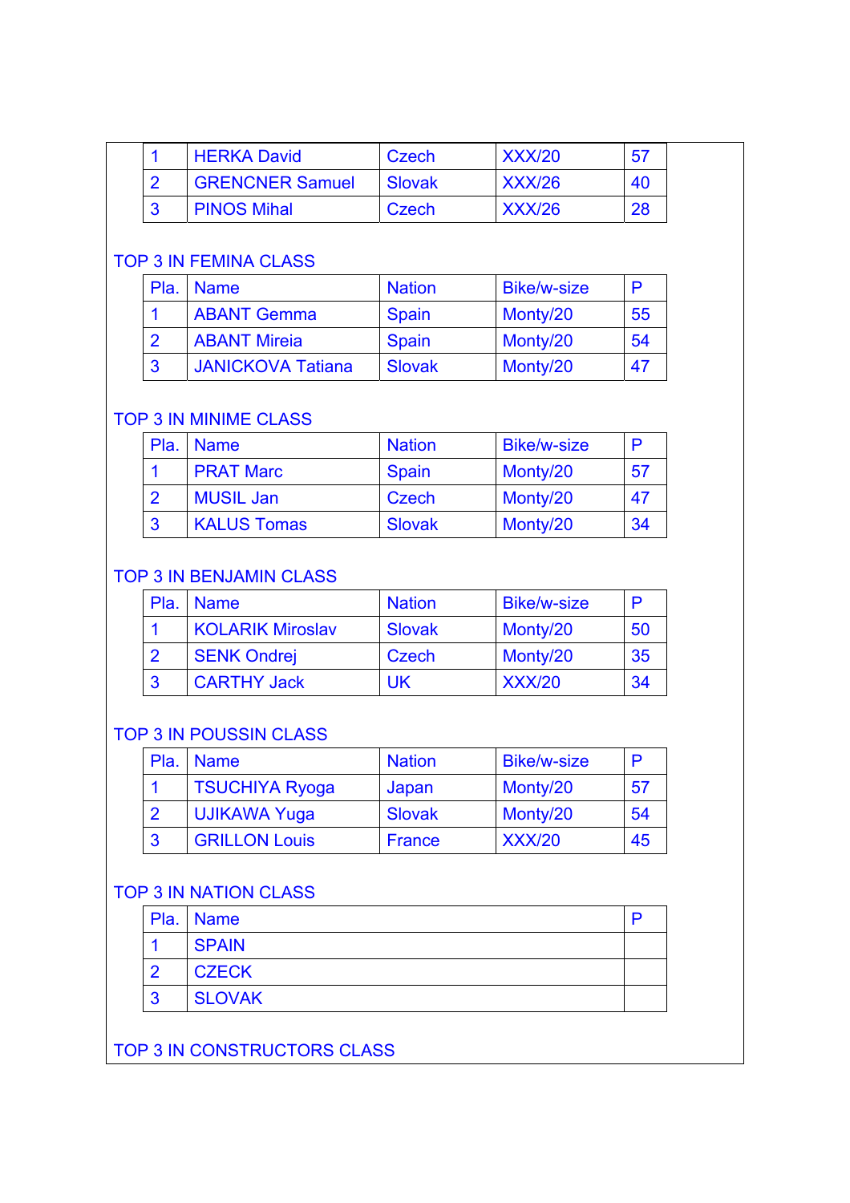| | | | | |
|---|---|---|---|---|
| 1 | HERKA David | Czech | XXX/20 | 57 |
| 2 | GRENCNER Samuel | Slovak | XXX/26 | 40 |
| 3 | PINOS Mihal | Czech | XXX/26 | 28 |

TOP 3 IN FEMINA CLASS

| Pla. | Name | Nation | Bike/w-size | P |
|---|---|---|---|---|
| 1 | ABANT Gemma | Spain | Monty/20 | 55 |
| 2 | ABANT Mireia | Spain | Monty/20 | 54 |
| 3 | JANICKOVA Tatiana | Slovak | Monty/20 | 47 |

TOP 3 IN MINIME CLASS

| Pla. | Name | Nation | Bike/w-size | P |
|---|---|---|---|---|
| 1 | PRAT Marc | Spain | Monty/20 | 57 |
| 2 | MUSIL Jan | Czech | Monty/20 | 47 |
| 3 | KALUS Tomas | Slovak | Monty/20 | 34 |

TOP 3 IN BENJAMIN CLASS

| Pla. | Name | Nation | Bike/w-size | P |
|---|---|---|---|---|
| 1 | KOLARIK Miroslav | Slovak | Monty/20 | 50 |
| 2 | SENK Ondrej | Czech | Monty/20 | 35 |
| 3 | CARTHY Jack | UK | XXX/20 | 34 |

TOP 3 IN POUSSIN CLASS

| Pla. | Name | Nation | Bike/w-size | P |
|---|---|---|---|---|
| 1 | TSUCHIYA Ryoga | Japan | Monty/20 | 57 |
| 2 | UJIKAWA Yuga | Slovak | Monty/20 | 54 |
| 3 | GRILLON Louis | France | XXX/20 | 45 |

TOP 3 IN NATION CLASS

| Pla. | Name | P |
|---|---|---|
| 1 | SPAIN | |
| 2 | CZECK | |
| 3 | SLOVAK | |

TOP 3 IN CONSTRUCTORS CLASS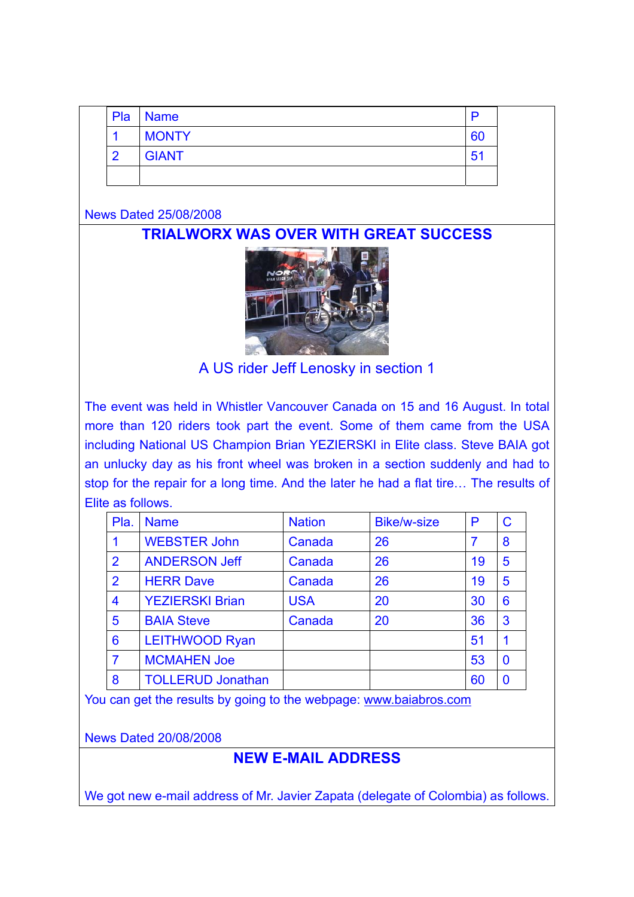| Pla | Name | P |
|---|---|---|
| 1 | MONTY | 60 |
| 2 | GIANT | 51 |
| | | |

News Dated 25/08/2008

## TRIALWORX WAS OVER WITH GREAT SUCCESS

A US rider Jeff Lenosky in section 1

The event was held in Whistler Vancouver Canada on 15 and 16 August. In total more than 120 riders took part the event. Some of them came from the USA including National US Champion Brian YEZIERSKI in Elite class. Steve BAIA got an unlucky day as his front wheel was broken in a section suddenly and had to stop for the repair for a long time. And the later he had a flat tire… The results of Elite as follows.

| Pla. | Name | Nation | Bike/w-size | P | C |
|---|---|---|---|---|---|
| 1 | WEBSTER John | Canada | 26 | 7 | 8 |
| 2 | ANDERSON Jeff | Canada | 26 | 19 | 5 |
| 2 | HERR Dave | Canada | 26 | 19 | 5 |
| 4 | YEZIERSKI Brian | USA | 20 | 30 | 6 |
| 5 | BAIA Steve | Canada | 20 | 36 | 3 |
| 6 | LEITHWOOD Ryan | | | 51 | 1 |
| 7 | MCMAHEN Joe | | | 53 | 0 |
| 8 | TOLLERUD Jonathan | | | 60 | 0 |

You can get the results by going to the webpage: www.baiabros.com

News Dated 20/08/2008

## NEW E-MAIL ADDRESS

We got new e-mail address of Mr. Javier Zapata (delegate of Colombia) as follows.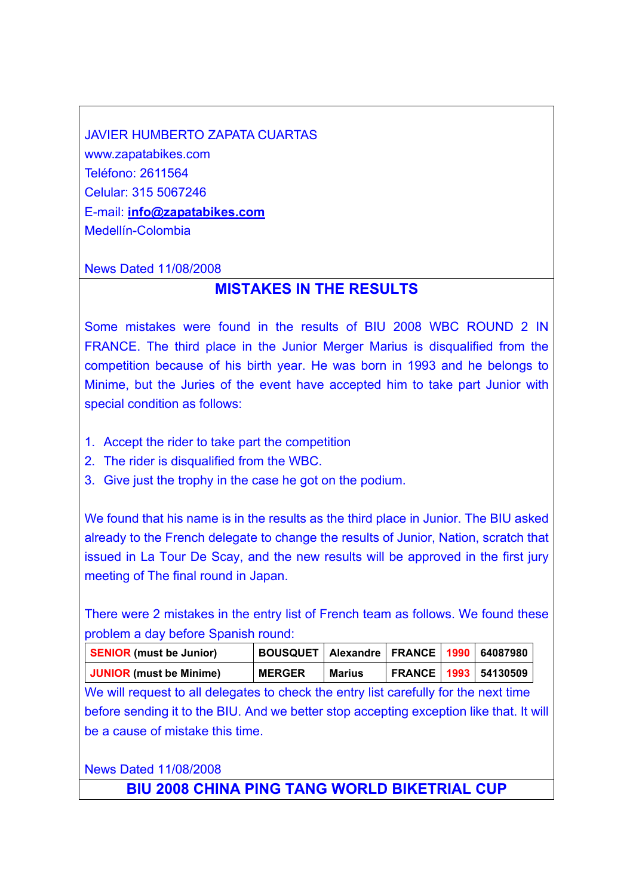JAVIER HUMBERTO ZAPATA CUARTAS
www.zapatabikes.com
Teléfono: 2611564
Celular: 315 5067246
E-mail: **info@zapatabikes.com**
Medellín-Colombia

News Dated 11/08/2008

## MISTAKES IN THE RESULTS

Some mistakes were found in the results of BIU 2008 WBC ROUND 2 IN FRANCE. The third place in the Junior Merger Marius is disqualified from the competition because of his birth year. He was born in 1993 and he belongs to Minime, but the Juries of the event have accepted him to take part Junior with special condition as follows:

1. Accept the rider to take part the competition
2. The rider is disqualified from the WBC.
3. Give just the trophy in the case he got on the podium.

We found that his name is in the results as the third place in Junior. The BIU asked already to the French delegate to change the results of Junior, Nation, scratch that issued in La Tour De Scay, and the new results will be approved in the first jury meeting of The final round in Japan.

There were 2 mistakes in the entry list of French team as follows. We found these problem a day before Spanish round:

| | | | | | |
|---|---|---|---|---|---|
| **SENIOR (must be Junior)** | **BOUSQUET** | **Alexandre** | **FRANCE** | **1990** | **64087980** |
| **JUNIOR (must be Minime)** | **MERGER** | **Marius** | **FRANCE** | **1993** | **54130509** |

We will request to all delegates to check the entry list carefully for the next time before sending it to the BIU. And we better stop accepting exception like that. It will be a cause of mistake this time.

News Dated 11/08/2008

## BIU 2008 CHINA PING TANG WORLD BIKETRIAL CUP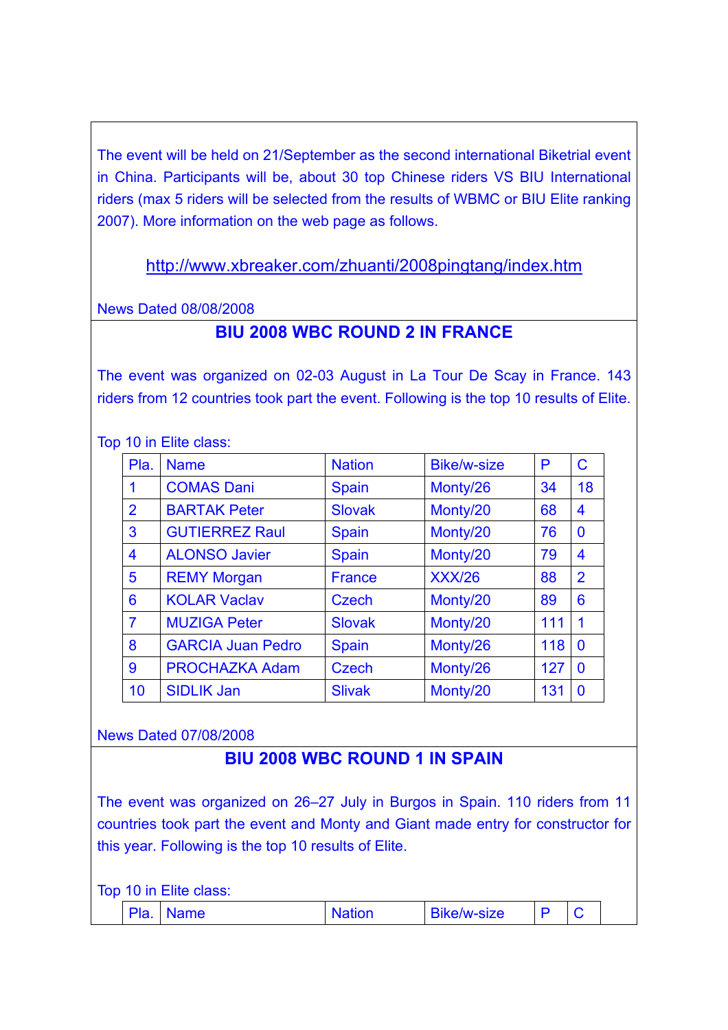The event will be held on 21/September as the second international Biketrial event in China. Participants will be, about 30 top Chinese riders VS BIU International riders (max 5 riders will be selected from the results of WBMC or BIU Elite ranking 2007). More information on the web page as follows.

http://www.xbreaker.com/zhuanti/2008pingtang/index.htm

News Dated 08/08/2008

## BIU 2008 WBC ROUND 2 IN FRANCE

The event was organized on 02-03 August in La Tour De Scay in France. 143 riders from 12 countries took part the event. Following is the top 10 results of Elite.

Top 10 in Elite class:

| Pla. | Name | Nation | Bike/w-size | P | C |
|---|---|---|---|---|---|
| 1 | COMAS Dani | Spain | Monty/26 | 34 | 18 |
| 2 | BARTAK Peter | Slovak | Monty/20 | 68 | 4 |
| 3 | GUTIERREZ Raul | Spain | Monty/20 | 76 | 0 |
| 4 | ALONSO Javier | Spain | Monty/20 | 79 | 4 |
| 5 | REMY Morgan | France | XXX/26 | 88 | 2 |
| 6 | KOLAR Vaclav | Czech | Monty/20 | 89 | 6 |
| 7 | MUZIGA Peter | Slovak | Monty/20 | 111 | 1 |
| 8 | GARCIA Juan Pedro | Spain | Monty/26 | 118 | 0 |
| 9 | PROCHAZKA Adam | Czech | Monty/26 | 127 | 0 |
| 10 | SIDLIK Jan | Slivak | Monty/20 | 131 | 0 |

News Dated 07/08/2008

## BIU 2008 WBC ROUND 1 IN SPAIN

The event was organized on 26–27 July in Burgos in Spain. 110 riders from 11 countries took part the event and Monty and Giant made entry for constructor for this year. Following is the top 10 results of Elite.

Top 10 in Elite class:

| Pla. | Name | Nation | Bike/w-size | P | C |
|---|---|---|---|---|---|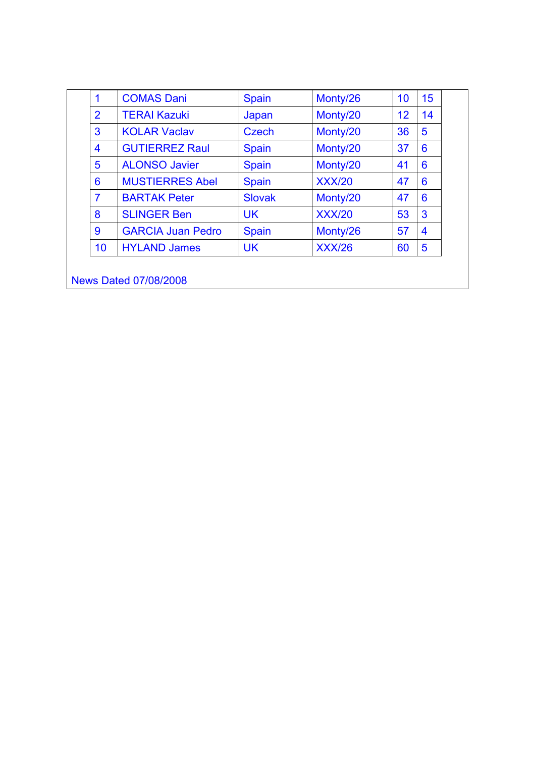| | | | | | |
|---|---|---|---|---|---|
| 1 | COMAS Dani | Spain | Monty/26 | 10 | 15 |
| 2 | TERAI Kazuki | Japan | Monty/20 | 12 | 14 |
| 3 | KOLAR Vaclav | Czech | Monty/20 | 36 | 5 |
| 4 | GUTIERREZ Raul | Spain | Monty/20 | 37 | 6 |
| 5 | ALONSO Javier | Spain | Monty/20 | 41 | 6 |
| 6 | MUSTIERRES Abel | Spain | XXX/20 | 47 | 6 |
| 7 | BARTAK Peter | Slovak | Monty/20 | 47 | 6 |
| 8 | SLINGER Ben | UK | XXX/20 | 53 | 3 |
| 9 | GARCIA Juan Pedro | Spain | Monty/26 | 57 | 4 |
| 10 | HYLAND James | UK | XXX/26 | 60 | 5 |

News Dated 07/08/2008